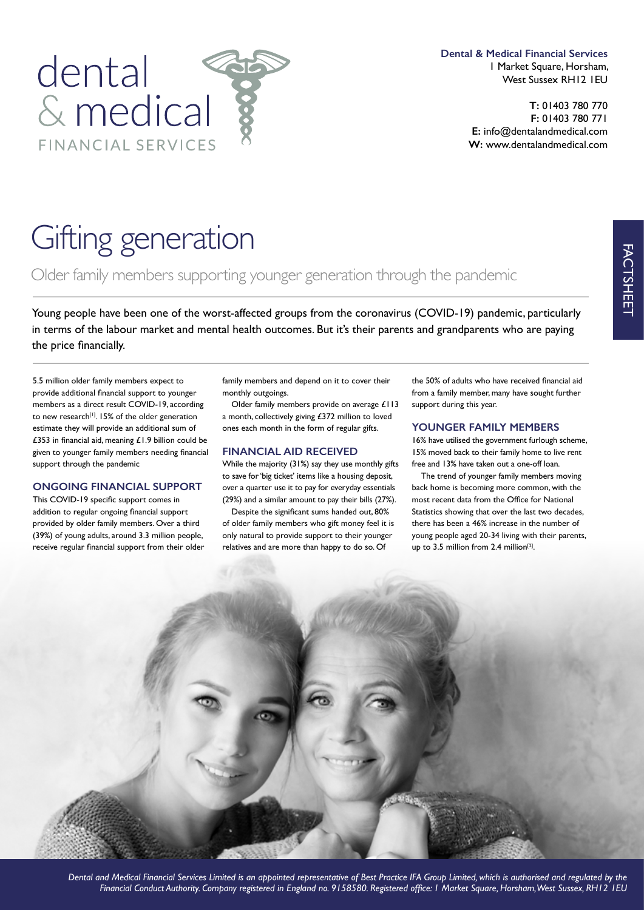dental & medical FINANCIAL SERVICES

**Dental & Medical Financial Services**
1 Market Square, Horsham,
West Sussex RH12 1EU

**T:** 01403 780 770
**F:** 01403 780 771
**E:** info@dentalandmedical.com
**W:** www.dentalandmedical.com

FACTSHEET

# Gifting generation

## Older family members supporting younger generation through the pandemic

Young people have been one of the worst-affected groups from the coronavirus (COVID-19) pandemic, particularly in terms of the labour market and mental health outcomes. But it's their parents and grandparents who are paying the price financially.

5.5 million older family members expect to provide additional financial support to younger members as a direct result COVID-19, according to new research[1]. 15% of the older generation estimate they will provide an additional sum of £353 in financial aid, meaning £1.9 billion could be given to younger family members needing financial support through the pandemic

### ONGOING FINANCIAL SUPPORT

This COVID-19 specific support comes in addition to regular ongoing financial support provided by older family members. Over a third (39%) of young adults, around 3.3 million people, receive regular financial support from their older family members and depend on it to cover their monthly outgoings.

Older family members provide on average £113 a month, collectively giving £372 million to loved ones each month in the form of regular gifts.

### FINANCIAL AID RECEIVED

While the majority (31%) say they use monthly gifts to save for 'big ticket' items like a housing deposit, over a quarter use it to pay for everyday essentials (29%) and a similar amount to pay their bills (27%).

Despite the significant sums handed out, 80% of older family members who gift money feel it is only natural to provide support to their younger relatives and are more than happy to do so. Of the 50% of adults who have received financial aid from a family member, many have sought further support during this year.

### YOUNGER FAMILY MEMBERS

16% have utilised the government furlough scheme, 15% moved back to their family home to live rent free and 13% have taken out a one-off loan.

The trend of younger family members moving back home is becoming more common, with the most recent data from the Office for National Statistics showing that over the last two decades, there has been a 46% increase in the number of young people aged 20-34 living with their parents, up to 3.5 million from 2.4 million[2].

*Dental and Medical Financial Services Limited is an appointed representative of Best Practice IFA Group Limited, which is authorised and regulated by the Financial Conduct Authority. Company registered in England no. 9158580. Registered office: 1 Market Square, Horsham, West Sussex, RH12 1EU*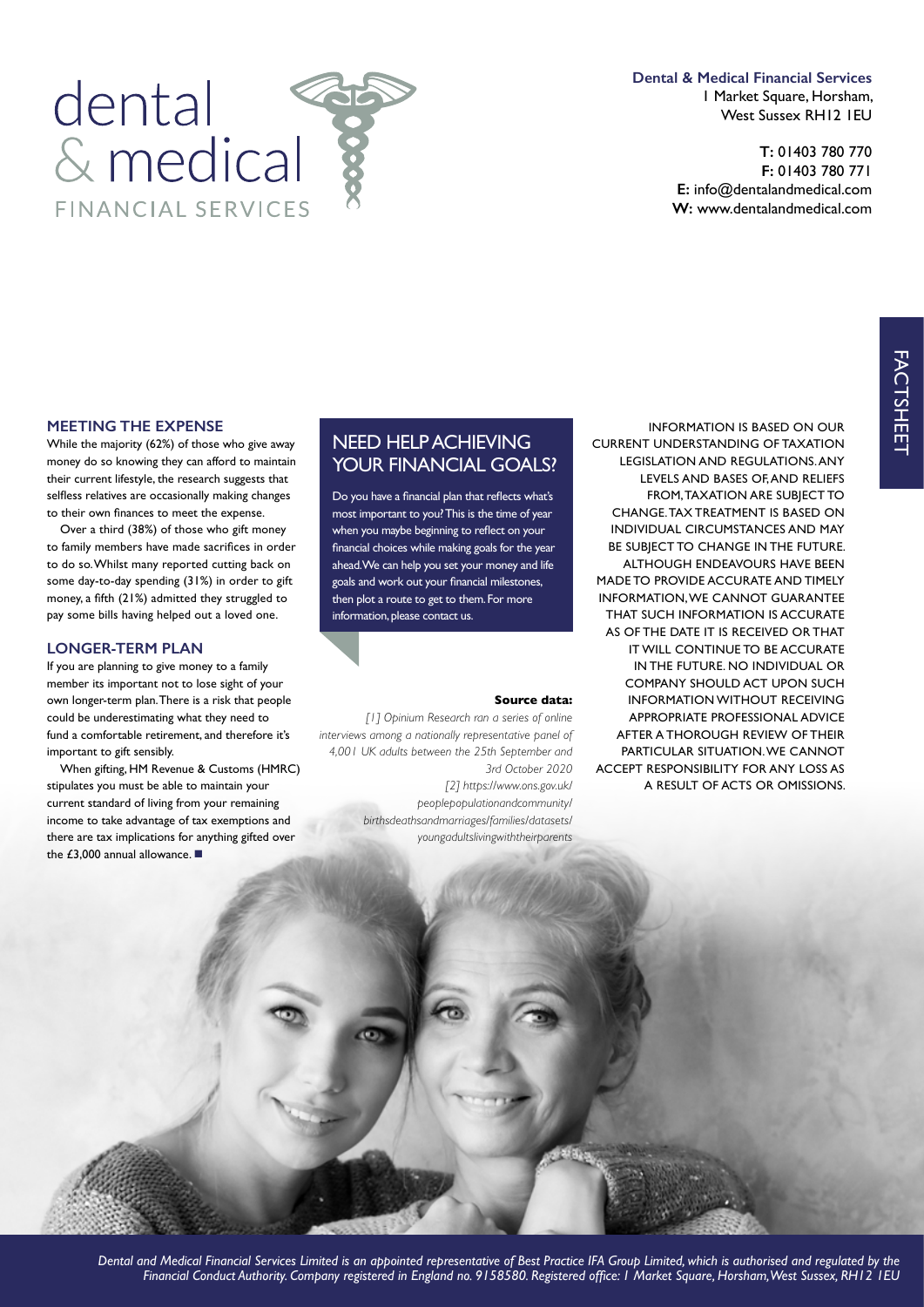**Dental & Medical Financial Services**
1 Market Square, Horsham,
West Sussex RH12 1EU

**T:** 01403 780 770
**F:** 01403 780 771
**E:** info@dentalandmedical.com
**W:** www.dentalandmedical.com

## MEETING THE EXPENSE

While the majority (62%) of those who give away money do so knowing they can afford to maintain their current lifestyle, the research suggests that selfless relatives are occasionally making changes to their own finances to meet the expense.

Over a third (38%) of those who gift money to family members have made sacrifices in order to do so. Whilst many reported cutting back on some day-to-day spending (31%) in order to gift money, a fifth (21%) admitted they struggled to pay some bills having helped out a loved one.

## LONGER-TERM PLAN

If you are planning to give money to a family member its important not to lose sight of your own longer-term plan. There is a risk that people could be underestimating what they need to fund a comfortable retirement, and therefore it's important to gift sensibly.

When gifting, HM Revenue & Customs (HMRC) stipulates you must be able to maintain your current standard of living from your remaining income to take advantage of tax exemptions and there are tax implications for anything gifted over the £3,000 annual allowance. ■

## NEED HELP ACHIEVING YOUR FINANCIAL GOALS?

Do you have a financial plan that reflects what's most important to you? This is the time of year when you maybe beginning to reflect on your financial choices while making goals for the year ahead. We can help you set your money and life goals and work out your financial milestones, then plot a route to get to them. For more information, please contact us.

**Source data:**

*[1] Opinium Research ran a series of online interviews among a nationally representative panel of 4,001 UK adults between the 25th September and 3rd October 2020*

*[2] https://www.ons.gov.uk/peoplepopulationandcommunity/birthsdeathsandmarriages/families/datasets/youngadultslivingwiththeirparents*

INFORMATION IS BASED ON OUR CURRENT UNDERSTANDING OF TAXATION LEGISLATION AND REGULATIONS. ANY LEVELS AND BASES OF, AND RELIEFS FROM, TAXATION ARE SUBJECT TO CHANGE. TAX TREATMENT IS BASED ON INDIVIDUAL CIRCUMSTANCES AND MAY BE SUBJECT TO CHANGE IN THE FUTURE. ALTHOUGH ENDEAVOURS HAVE BEEN MADE TO PROVIDE ACCURATE AND TIMELY INFORMATION, WE CANNOT GUARANTEE THAT SUCH INFORMATION IS ACCURATE AS OF THE DATE IT IS RECEIVED OR THAT IT WILL CONTINUE TO BE ACCURATE IN THE FUTURE. NO INDIVIDUAL OR COMPANY SHOULD ACT UPON SUCH INFORMATION WITHOUT RECEIVING APPROPRIATE PROFESSIONAL ADVICE AFTER A THOROUGH REVIEW OF THEIR PARTICULAR SITUATION. WE CANNOT ACCEPT RESPONSIBILITY FOR ANY LOSS AS A RESULT OF ACTS OR OMISSIONS.

*Dental and Medical Financial Services Limited is an appointed representative of Best Practice IFA Group Limited, which is authorised and regulated by the Financial Conduct Authority. Company registered in England no. 9158580. Registered office: 1 Market Square, Horsham, West Sussex, RH12 1EU*